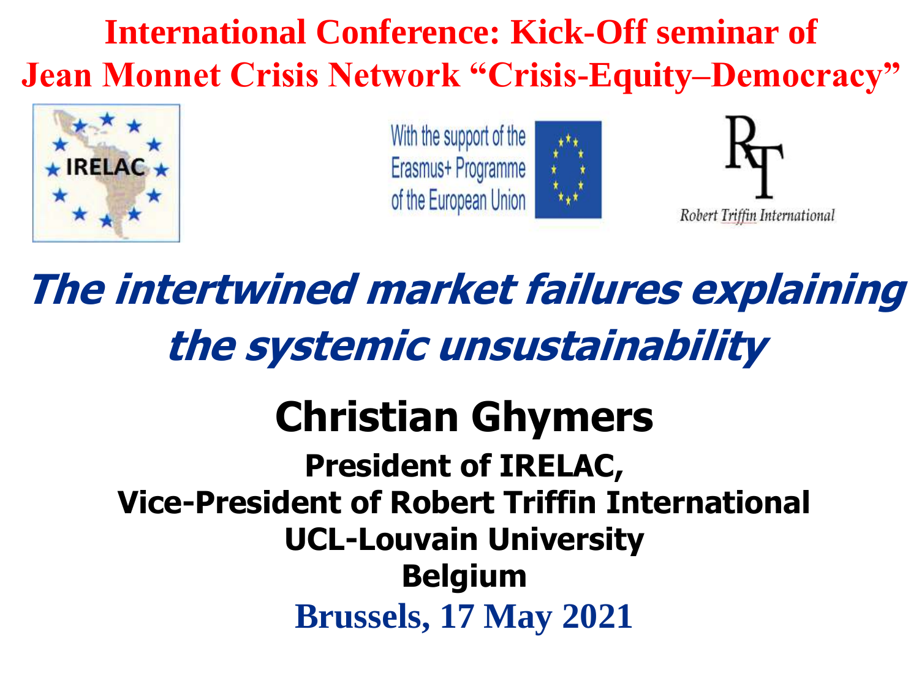**International Conference: Kick-Off seminar of Jean Monnet Crisis Network "Crisis-Equity–Democracy"**

IRELAC

With the support of the Erasmus+ Programme of the European Union

Robert Triffin International

# *The intertwined market failures explaining the systemic unsustainability*

## Christian Ghymers

**President of IRELAC,**
**Vice-President of Robert Triffin International**
**UCL-Louvain University**
**Belgium**

**Brussels, 17 May 2021**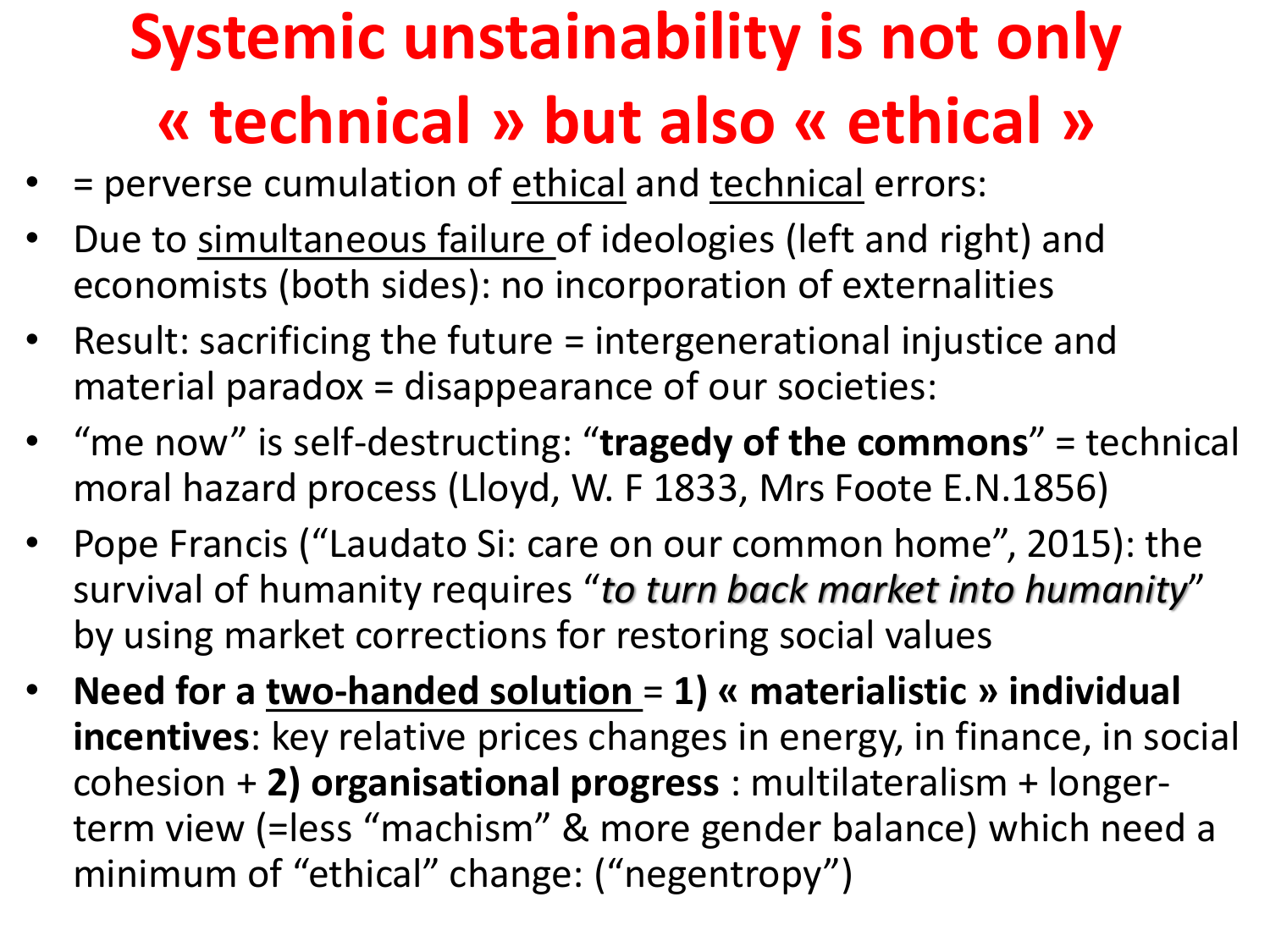# Systemic unstainability is not only « technical » but also « ethical »

- = perverse cumulation of <u>ethical</u> and <u>technical</u> errors:
- Due to <u>simultaneous failure</u> of ideologies (left and right) and economists (both sides): no incorporation of externalities
- Result: sacrificing the future = intergenerational injustice and material paradox = disappearance of our societies:
- "me now" is self-destructing: "**tragedy of the commons**" = technical moral hazard process (Lloyd, W. F 1833, Mrs Foote E.N.1856)
- Pope Francis ("Laudato Si: care on our common home", 2015): the survival of humanity requires "***to turn back market into humanity***" by using market corrections for restoring social values
- **Need for a <u>two-handed solution</u>** = **1) « materialistic » individual incentives**: key relative prices changes in energy, in finance, in social cohesion + **2) organisational progress** : multilateralism + longer-term view (=less "machism" & more gender balance) which need a minimum of "ethical" change: ("negentropy")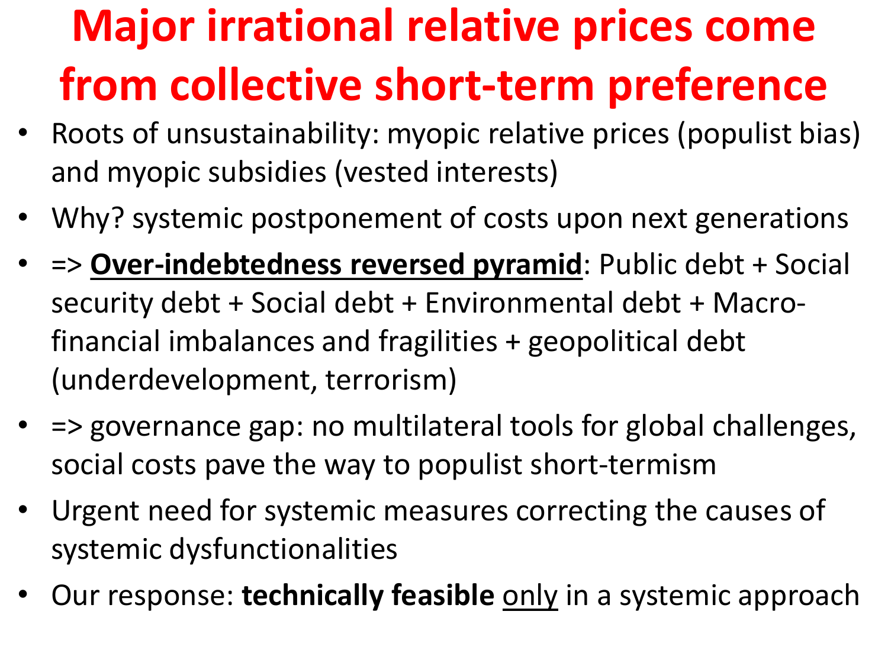# Major irrational relative prices come from collective short-term preference

- Roots of unsustainability: myopic relative prices (populist bias) and myopic subsidies (vested interests)
- Why? systemic postponement of costs upon next generations
- => **<u>Over-indebtedness reversed pyramid</u>**: Public debt + Social security debt + Social debt + Environmental debt + Macro-financial imbalances and fragilities + geopolitical debt (underdevelopment, terrorism)
- => governance gap: no multilateral tools for global challenges, social costs pave the way to populist short-termism
- Urgent need for systemic measures correcting the causes of systemic dysfunctionalities
- Our response: **technically feasible** <u>only</u> in a systemic approach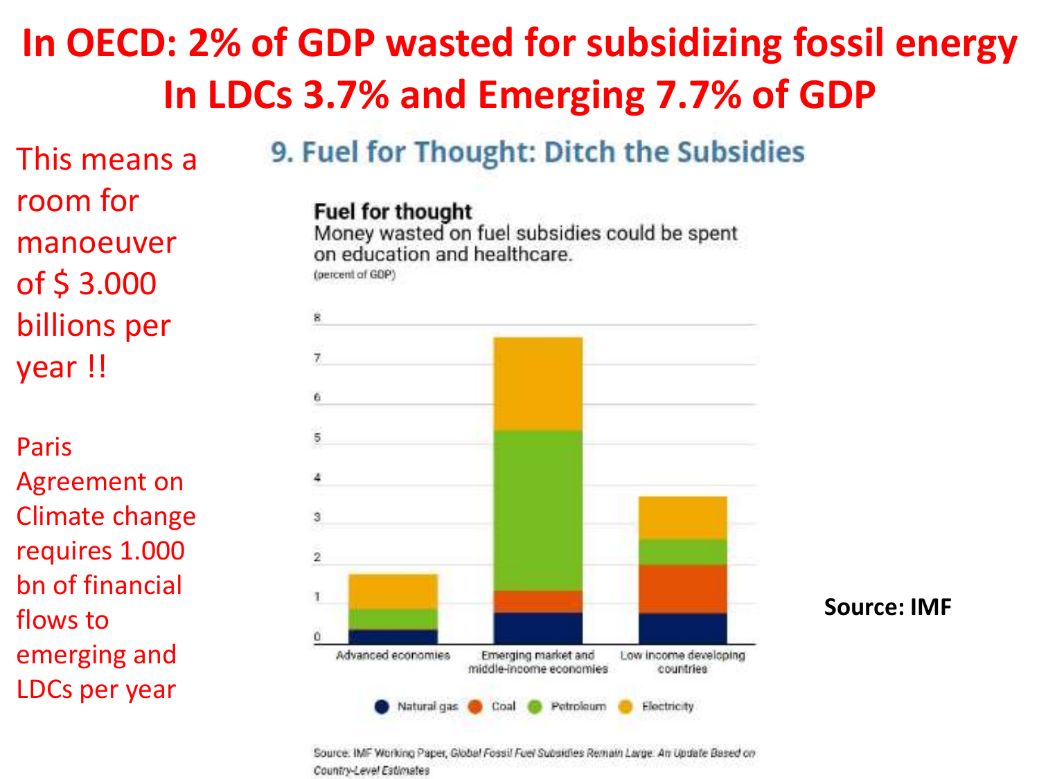# In OECD: 2% of GDP wasted for subsidizing fossil energy
# In LDCs 3.7% and Emerging 7.7% of GDP

This means a room for manoeuver of $ 3.000 billions per year !!

Paris Agreement on Climate change requires 1.000 bn of financial flows to emerging and LDCs per year

## 9. Fuel for Thought: Ditch the Subsidies

**Fuel for thought**

Money wasted on fuel subsidies could be spent on education and healthcare.

(percent of GDP)

| | Advanced economies | Emerging market and middle-income economies | Low income developing countries |
|---|---|---|---|
| Natural gas | ~0.35 | ~0.8 | ~0.75 |
| Coal | ~0.05 | ~0.55 | ~1.2 |
| Petroleum | ~0.5 | ~4.0 | ~0.65 |
| Electricity | ~0.85 | ~2.3 | ~1.1 |

Source: IMF Working Paper, *Global Fossil Fuel Subsidies Remain Large: An Update Based on Country-Level Estimates*

**Source: IMF**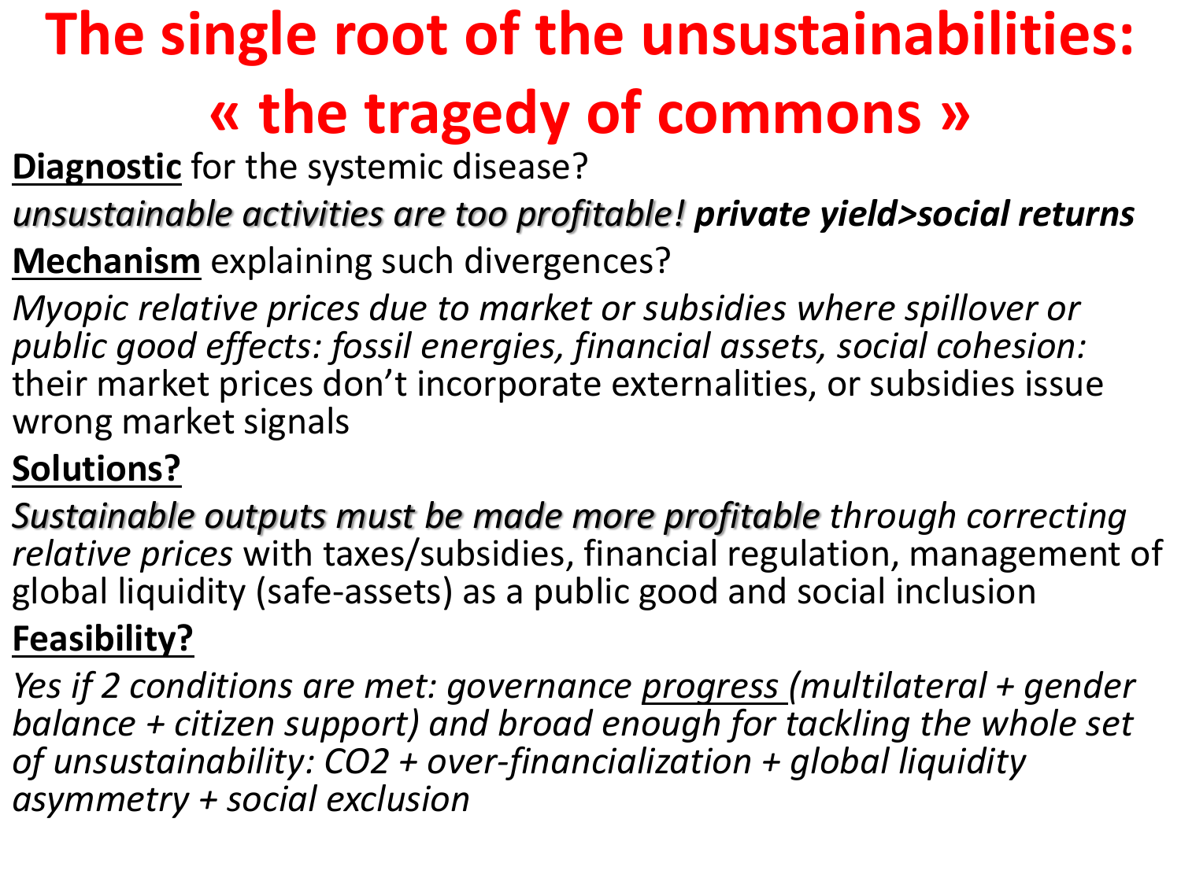# The single root of the unsustainabilities: « the tragedy of commons »

**Diagnostic** for the systemic disease?

*unsustainable activities are too profitable!* ***private yield>social returns***

**Mechanism** explaining such divergences?

*Myopic relative prices due to market or subsidies where spillover or public good effects: fossil energies, financial assets, social cohesion:* their market prices don't incorporate externalities, or subsidies issue wrong market signals

**Solutions?**

*Sustainable outputs must be made more profitable through correcting relative prices* with taxes/subsidies, financial regulation, management of global liquidity (safe-assets) as a public good and social inclusion

**Feasibility?**

*Yes if 2 conditions are met: governance progress (multilateral + gender balance + citizen support) and broad enough for tackling the whole set of unsustainability: $CO_2$ + over-financialization + global liquidity asymmetry + social exclusion*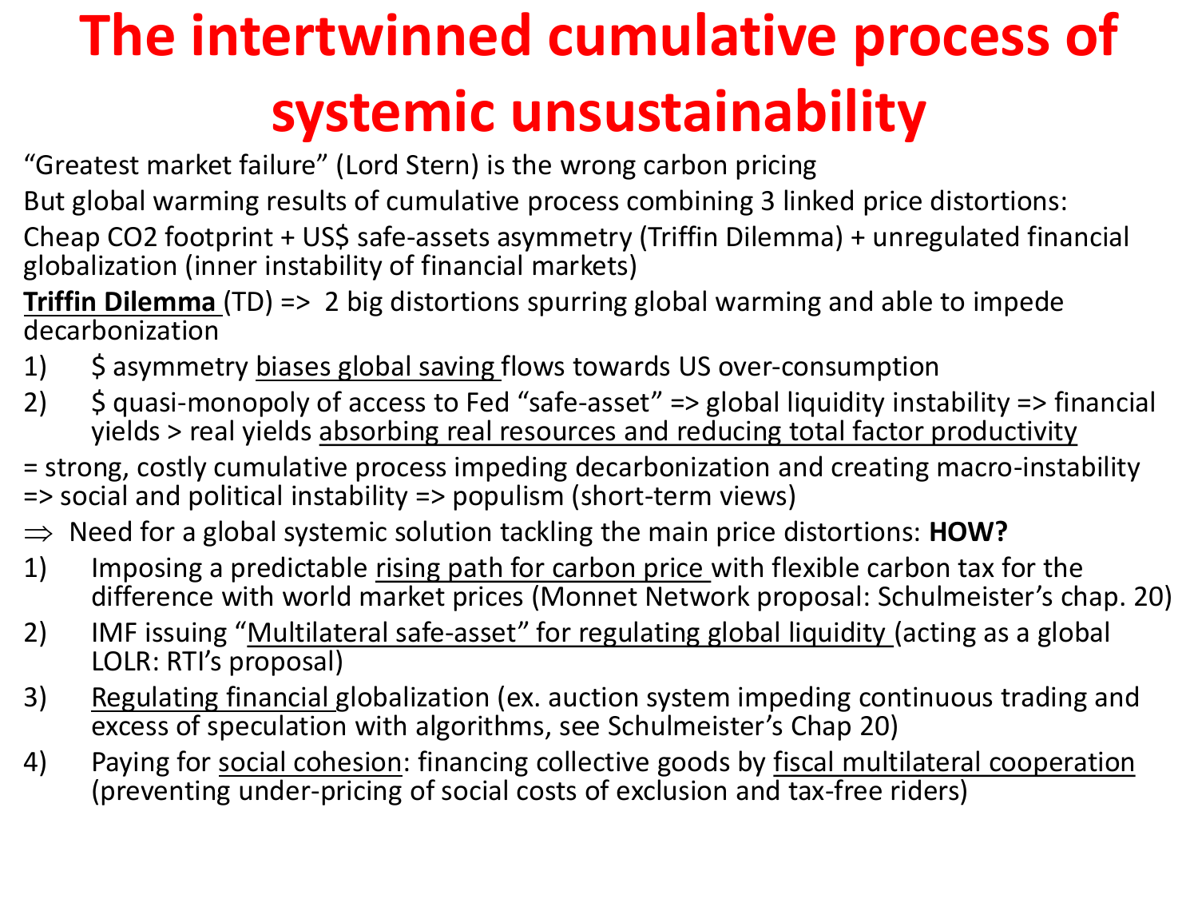# The intertwinned cumulative process of systemic unsustainability

"Greatest market failure" (Lord Stern) is the wrong carbon pricing

But global warming results of cumulative process combining 3 linked price distortions:

Cheap $CO_2$ footprint + US$ safe-assets asymmetry (Triffin Dilemma) + unregulated financial globalization (inner instability of financial markets)

**Triffin Dilemma** (TD) => 2 big distortions spurring global warming and able to impede decarbonization

1) $ asymmetry biases global saving flows towards US over-consumption
2) $ quasi-monopoly of access to Fed "safe-asset" => global liquidity instability => financial yields > real yields absorbing real resources and reducing total factor productivity

= strong, costly cumulative process impeding decarbonization and creating macro-instability => social and political instability => populism (short-term views)

⇒ Need for a global systemic solution tackling the main price distortions: **HOW?**

1) Imposing a predictable rising path for carbon price with flexible carbon tax for the difference with world market prices (Monnet Network proposal: Schulmeister's chap. 20)
2) IMF issuing "Multilateral safe-asset" for regulating global liquidity (acting as a global LOLR: RTI's proposal)
3) Regulating financial globalization (ex. auction system impeding continuous trading and excess of speculation with algorithms, see Schulmeister's Chap 20)
4) Paying for social cohesion: financing collective goods by fiscal multilateral cooperation (preventing under-pricing of social costs of exclusion and tax-free riders)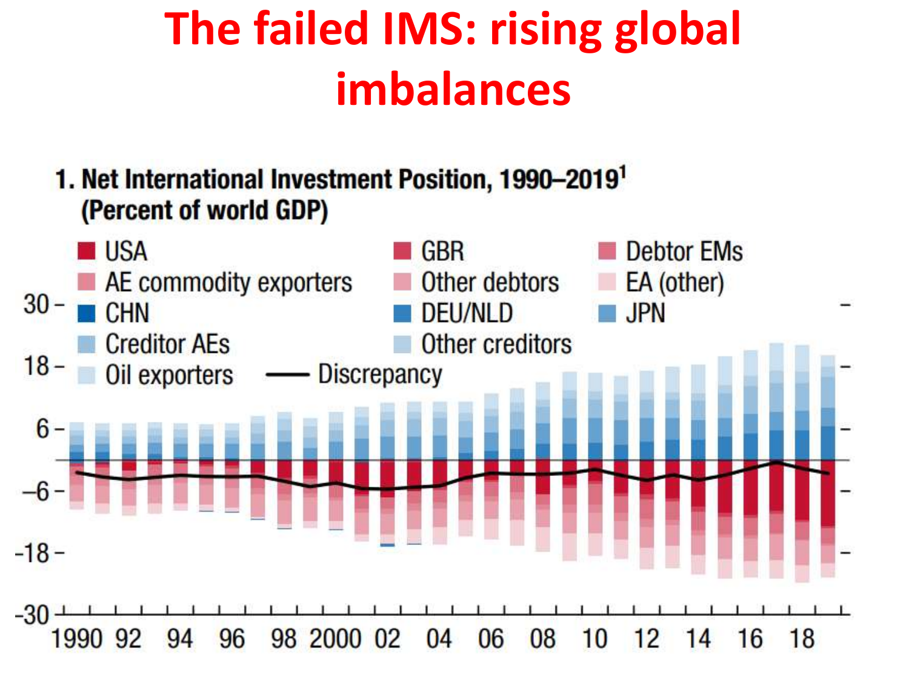# The failed IMS: rising global imbalances

**1. Net International Investment Position, 1990–2019[1]**
**(Percent of world GDP)**

Legend: USA, GBR, Debtor EMs, AE commodity exporters, Other debtors, EA (other), CHN, DEU/NLD, JPN, Creditor AEs, Other creditors, Oil exporters, Discrepancy

30, 18, 6, –6, –18, -30

1990, 92, 94, 96, 98, 2000, 02, 04, 06, 08, 10, 12, 14, 16, 18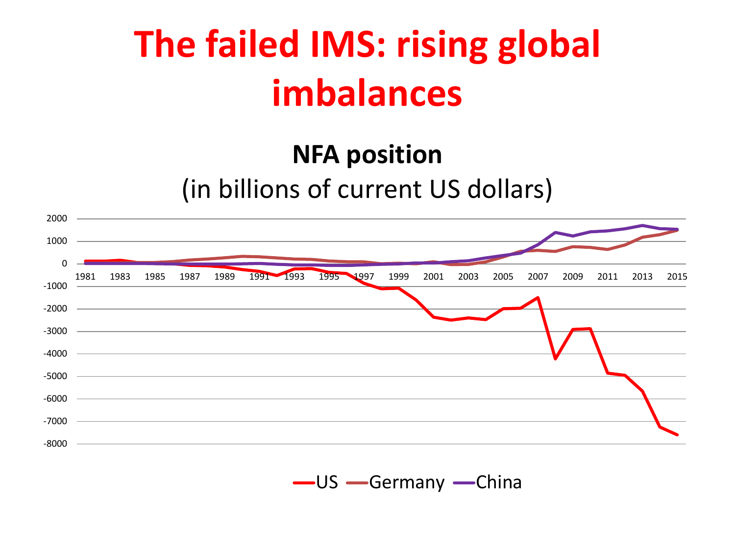# The failed IMS: rising global imbalances

**NFA position**

(in billions of current US dollars)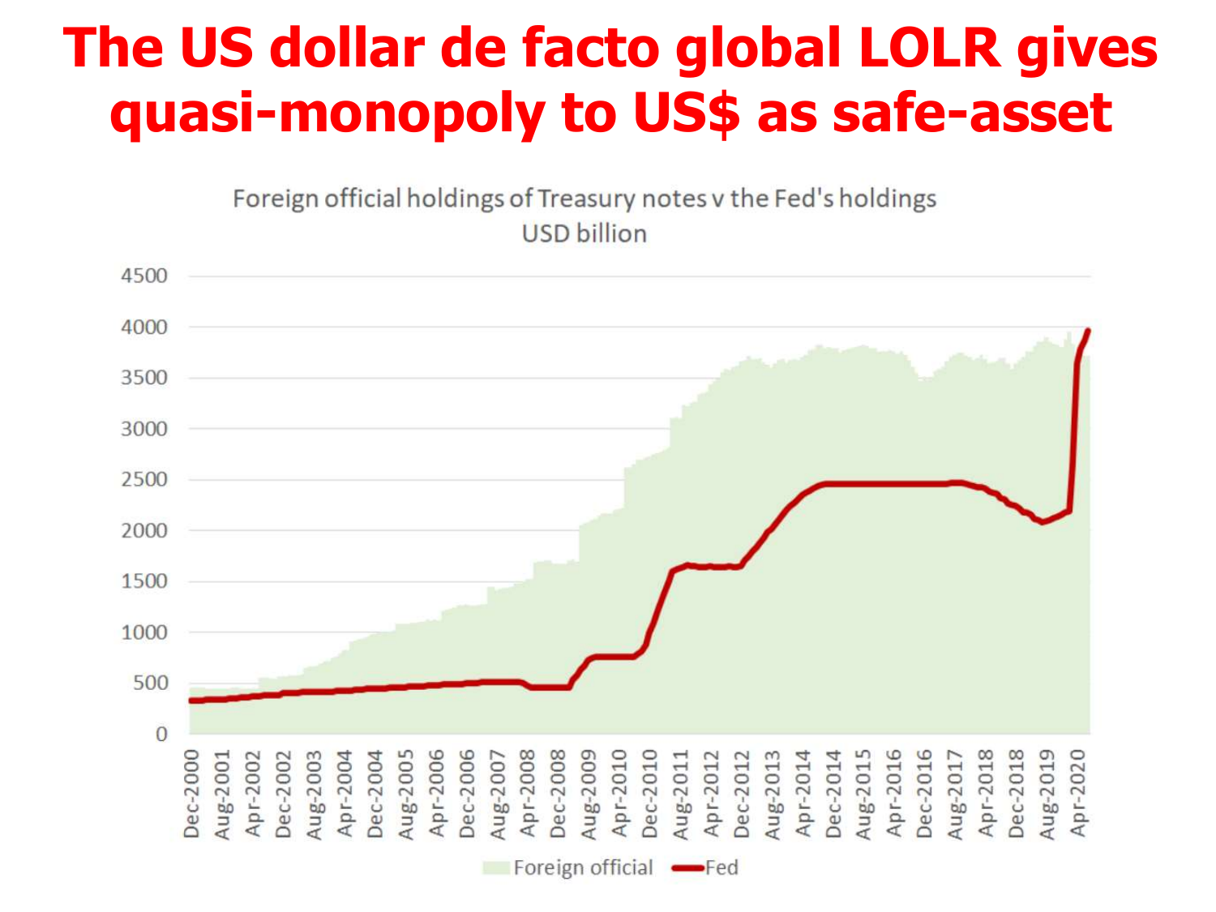# The US dollar de facto global LOLR gives quasi-monopoly to US$ as safe-asset

Foreign official holdings of Treasury notes v the Fed's holdings
USD billion

Foreign official — Fed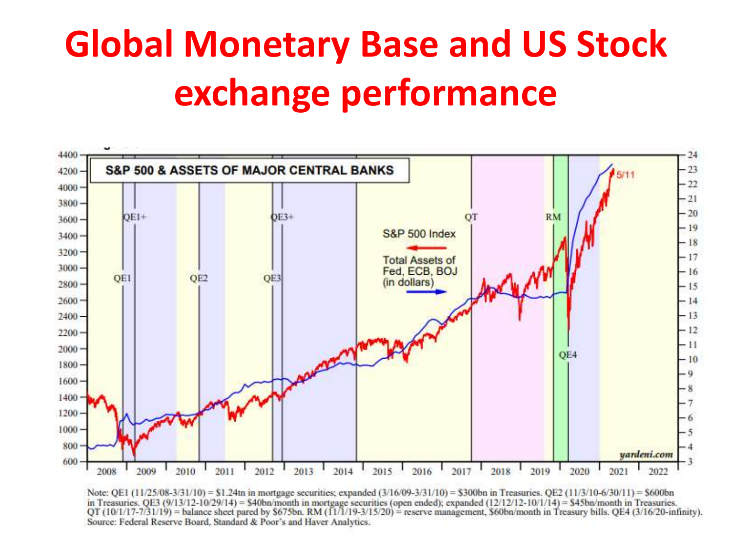# Global Monetary Base and US Stock exchange performance

Note: QE1 (11/25/08-3/31/10) = $1.24tn in mortgage securities; expanded (3/16/09-3/31/10) = $300bn in Treasuries. QE2 (11/3/10-6/30/11) = $600bn in Treasuries. QE3 (9/13/12-10/29/14) = $40bn/month in mortgage securities (open ended); expanded (12/12/12-10/1/14) = $45bn/month in Treasuries. QT (10/1/17-7/31/19) = balance sheet pared by $675bn. RM (11/1/19-3/15/20) = reserve management, $60bn/month in Treasury bills. QE4 (3/16/20-infinity).
Source: Federal Reserve Board, Standard & Poor's and Haver Analytics.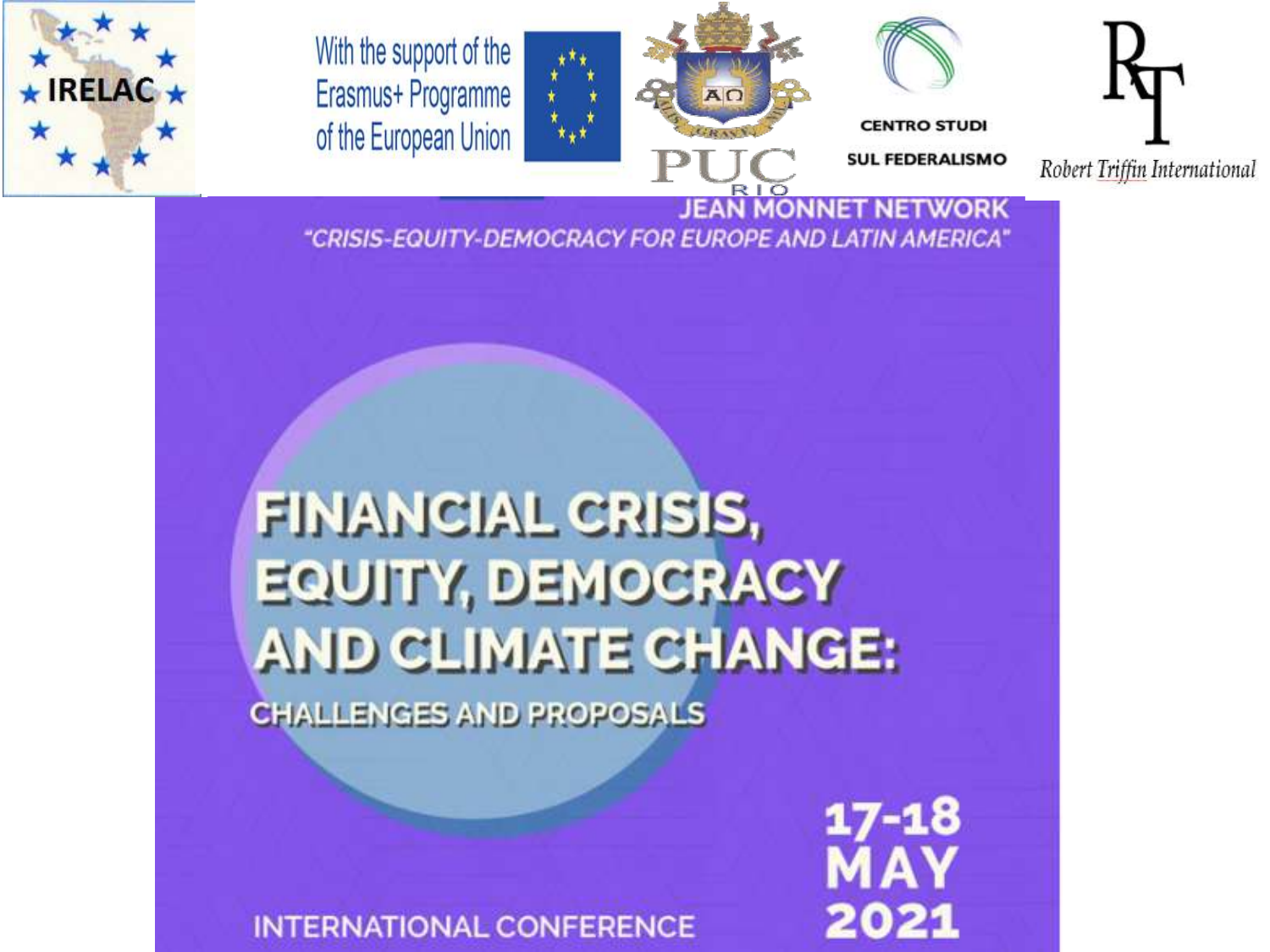IRELAC

With the support of the Erasmus+ Programme of the European Union

PUC RIO

CENTRO STUDI SUL FEDERALISMO

Robert Triffin International

JEAN MONNET NETWORK
"CRISIS-EQUITY-DEMOCRACY FOR EUROPE AND LATIN AMERICA"

# FINANCIAL CRISIS, EQUITY, DEMOCRACY AND CLIMATE CHANGE:

## CHALLENGES AND PROPOSALS

INTERNATIONAL CONFERENCE

17-18 MAY 2021